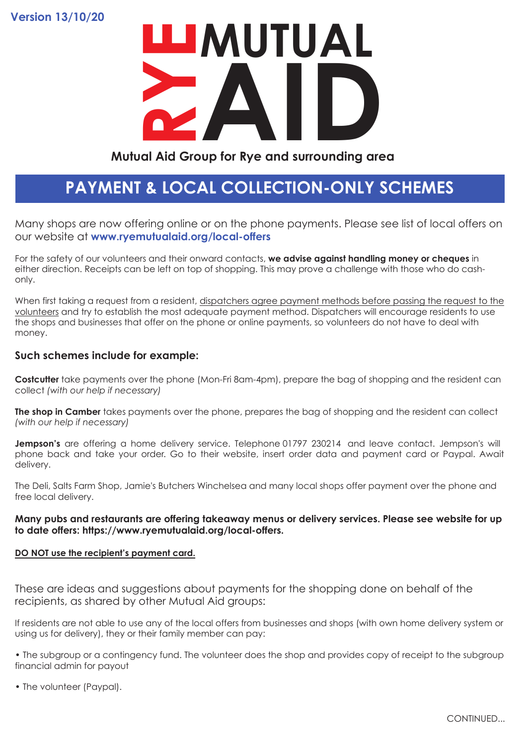Version 13/10/20

# RYE MUTUAL AID

**Mutual Aid Group for Rye and surrounding area**

## PAYMENT & LOCAL COLLECTION-ONLY SCHEMES

Many shops are now offering online or on the phone payments. Please see list of local offers on our website at **www.ryemutualaid.org/local-offers**

For the safety of our volunteers and their onward contacts, **we advise against handling money or cheques** in either direction. Receipts can be left on top of shopping. This may prove a challenge with those who do cash-only.

When first taking a request from a resident, dispatchers agree payment methods before passing the request to the volunteers and try to establish the most adequate payment method. Dispatchers will encourage residents to use the shops and businesses that offer on the phone or online payments, so volunteers do not have to deal with money.

### Such schemes include for example:

**Costcutter** take payments over the phone (Mon-Fri 8am-4pm), prepare the bag of shopping and the resident can collect *(with our help if necessary)*

**The shop in Camber** takes payments over the phone, prepares the bag of shopping and the resident can collect *(with our help if necessary)*

**Jempson's** are offering a home delivery service. Telephone 01797 230214 and leave contact. Jempson's will phone back and take your order. Go to their website, insert order data and payment card or Paypal. Await delivery.

The Deli, Salts Farm Shop, Jamie's Butchers Winchelsea and many local shops offer payment over the phone and free local delivery.

**Many pubs and restaurants are offering takeaway menus or delivery services. Please see website for up to date offers: https://www.ryemutualaid.org/local-offers.**

**DO NOT use the recipient's payment card.**

These are ideas and suggestions about payments for the shopping done on behalf of the recipients, as shared by other Mutual Aid groups:

If residents are not able to use any of the local offers from businesses and shops (with own home delivery system or using us for delivery), they or their family member can pay:

- The subgroup or a contingency fund. The volunteer does the shop and provides copy of receipt to the subgroup financial admin for payout
- The volunteer (Paypal).

CONTINUED...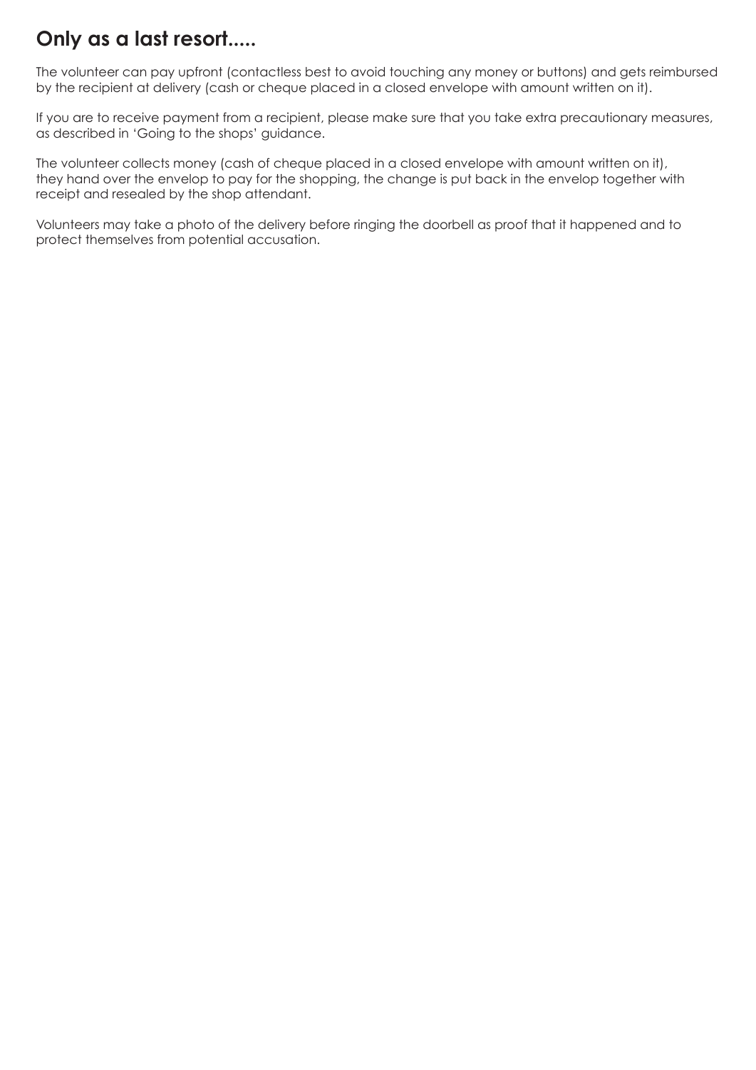## Only as a last resort.....

The volunteer can pay upfront (contactless best to avoid touching any money or buttons) and gets reimbursed by the recipient at delivery (cash or cheque placed in a closed envelope with amount written on it).

If you are to receive payment from a recipient, please make sure that you take extra precautionary measures, as described in 'Going to the shops' guidance.

The volunteer collects money (cash of cheque placed in a closed envelope with amount written on it), they hand over the envelop to pay for the shopping, the change is put back in the envelop together with receipt and resealed by the shop attendant.

Volunteers may take a photo of the delivery before ringing the doorbell as proof that it happened and to protect themselves from potential accusation.